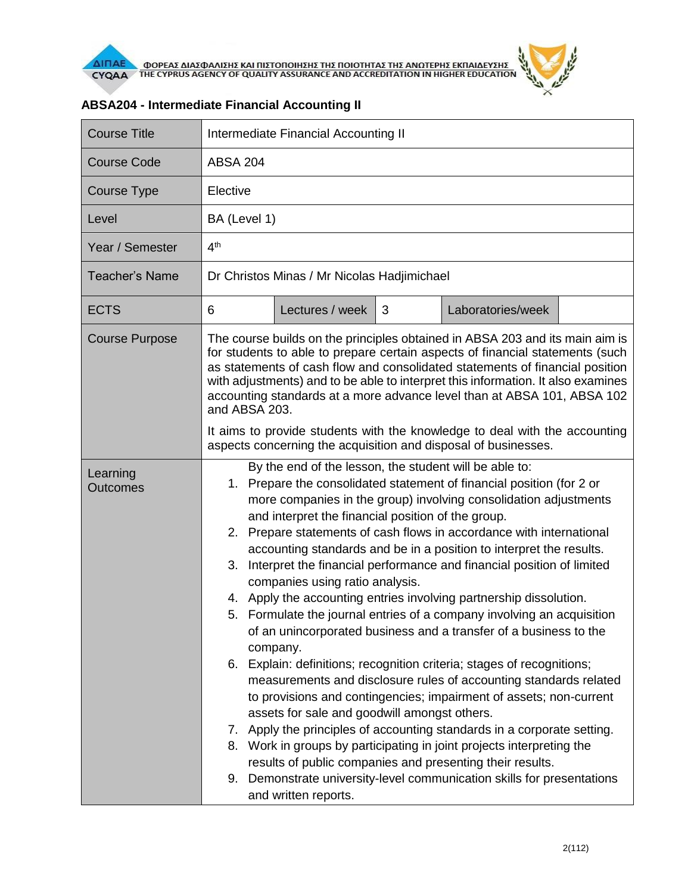# ABSA204 - Intermediate Financial Accounting II

| Course Title | Intermediate Financial Accounting II | | | | |
|---|---|---|---|---|---|
| Course Code | ABSA 204 | | | | |
| Course Type | Elective | | | | |
| Level | BA (Level 1) | | | | |
| Year / Semester | 4th | | | | |
| Teacher's Name | Dr Christos Minas / Mr Nicolas Hadjimichael | | | | |
| ECTS | 6 | Lectures / week | 3 | Laboratories/week | |
| Course Purpose | The course builds on the principles obtained in ABSA 203 and its main aim is for students to able to prepare certain aspects of financial statements (such as statements of cash flow and consolidated statements of financial position with adjustments) and to be able to interpret this information. It also examines accounting standards at a more advance level than at ABSA 101, ABSA 102 and ABSA 203.<br><br>It aims to provide students with the knowledge to deal with the accounting aspects concerning the acquisition and disposal of businesses. | | | | |
| Learning Outcomes | By the end of the lesson, the student will be able to:<br>1. Prepare the consolidated statement of financial position (for 2 or more companies in the group) involving consolidation adjustments and interpret the financial position of the group.<br>2. Prepare statements of cash flows in accordance with international accounting standards and be in a position to interpret the results.<br>3. Interpret the financial performance and financial position of limited companies using ratio analysis.<br>4. Apply the accounting entries involving partnership dissolution.<br>5. Formulate the journal entries of a company involving an acquisition of an unincorporated business and a transfer of a business to the company.<br>6. Explain: definitions; recognition criteria; stages of recognitions; measurements and disclosure rules of accounting standards related to provisions and contingencies; impairment of assets; non-current assets for sale and goodwill amongst others.<br>7. Apply the principles of accounting standards in a corporate setting.<br>8. Work in groups by participating in joint projects interpreting the results of public companies and presenting their results.<br>9. Demonstrate university-level communication skills for presentations and written reports. | | | | |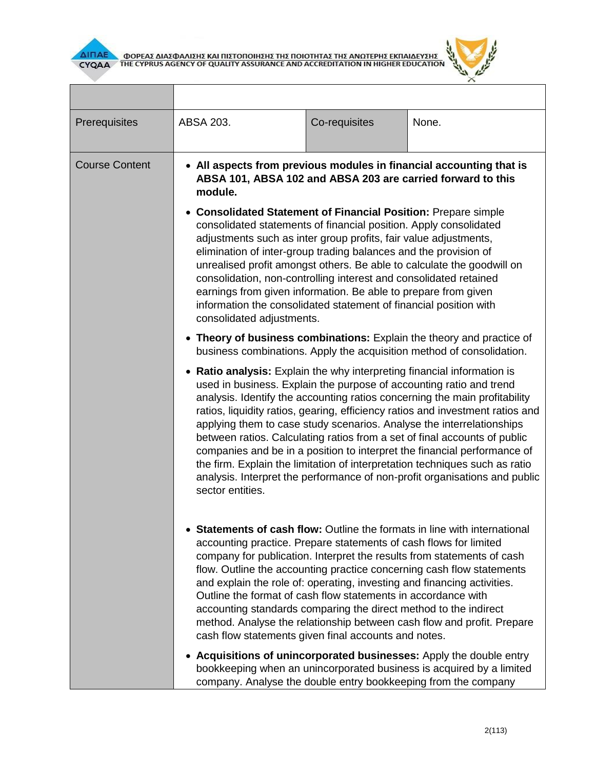| | | | |
|---|---|---|---|
| Prerequisites | ABSA 203. | Co-requisites | None. |
| Course Content | <ul><li>**All aspects from previous modules in financial accounting that is ABSA 101, ABSA 102 and ABSA 203 are carried forward to this module.**</li><li>**Consolidated Statement of Financial Position:** Prepare simple consolidated statements of financial position. Apply consolidated adjustments such as inter group profits, fair value adjustments, elimination of inter-group trading balances and the provision of unrealised profit amongst others. Be able to calculate the goodwill on consolidation, non-controlling interest and consolidated retained earnings from given information. Be able to prepare from given information the consolidated statement of financial position with consolidated adjustments.</li><li>**Theory of business combinations:** Explain the theory and practice of business combinations. Apply the acquisition method of consolidation.</li><li>**Ratio analysis:** Explain the why interpreting financial information is used in business. Explain the purpose of accounting ratio and trend analysis. Identify the accounting ratios concerning the main profitability ratios, liquidity ratios, gearing, efficiency ratios and investment ratios and applying them to case study scenarios. Analyse the interrelationships between ratios. Calculating ratios from a set of final accounts of public companies and be in a position to interpret the financial performance of the firm. Explain the limitation of interpretation techniques such as ratio analysis. Interpret the performance of non-profit organisations and public sector entities.</li><li>**Statements of cash flow:** Outline the formats in line with international accounting practice. Prepare statements of cash flows for limited company for publication. Interpret the results from statements of cash flow. Outline the accounting practice concerning cash flow statements and explain the role of: operating, investing and financing activities. Outline the format of cash flow statements in accordance with accounting standards comparing the direct method to the indirect method. Analyse the relationship between cash flow and profit. Prepare cash flow statements given final accounts and notes.</li><li>**Acquisitions of unincorporated businesses:** Apply the double entry bookkeeping when an unincorporated business is acquired by a limited company. Analyse the double entry bookkeeping from the company</li></ul> | | |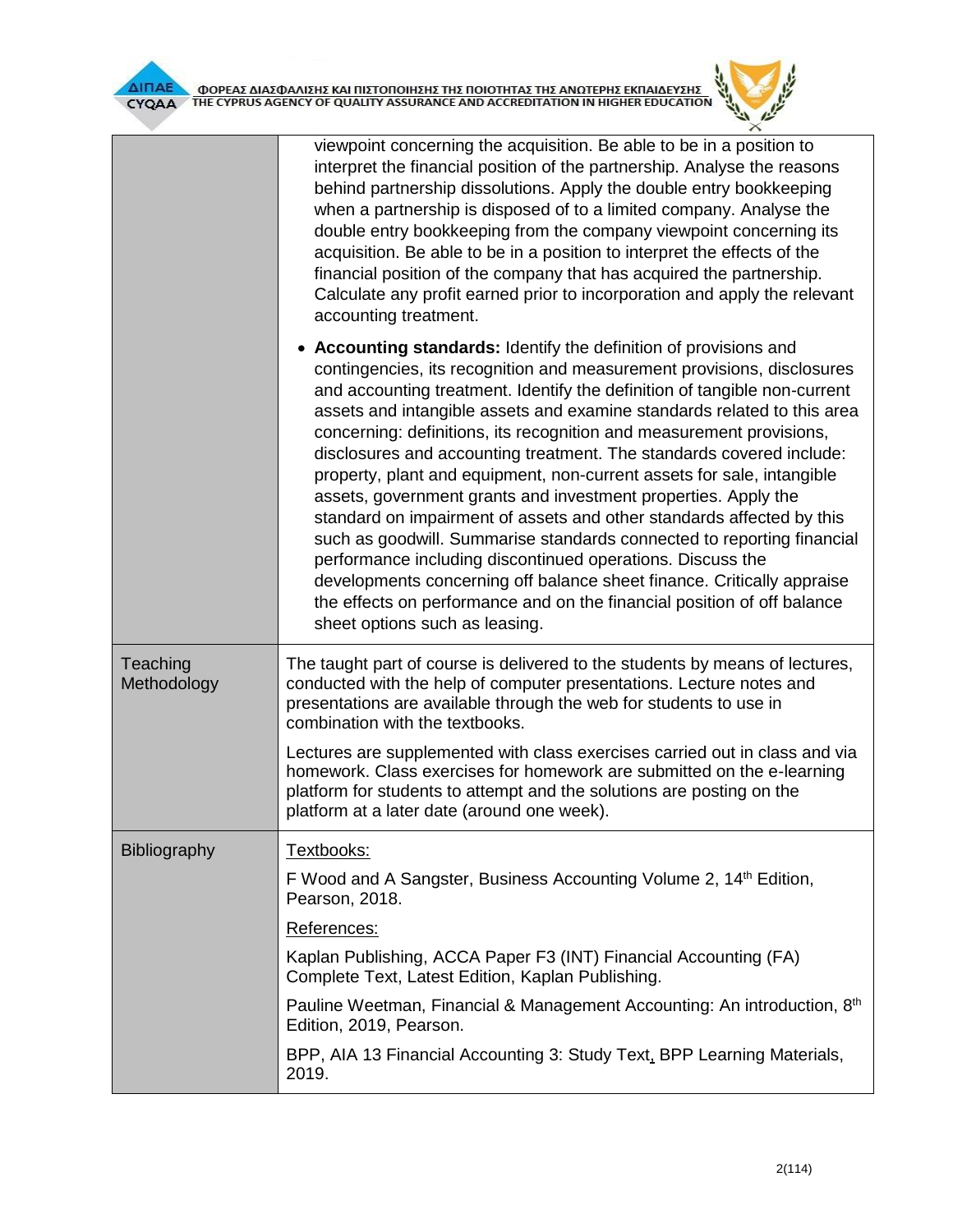| | |
|---|---|
| | viewpoint concerning the acquisition. Be able to be in a position to interpret the financial position of the partnership. Analyse the reasons behind partnership dissolutions. Apply the double entry bookkeeping when a partnership is disposed of to a limited company. Analyse the double entry bookkeeping from the company viewpoint concerning its acquisition. Be able to be in a position to interpret the effects of the financial position of the company that has acquired the partnership. Calculate any profit earned prior to incorporation and apply the relevant accounting treatment.<br><br>• **Accounting standards:** Identify the definition of provisions and contingencies, its recognition and measurement provisions, disclosures and accounting treatment. Identify the definition of tangible non-current assets and intangible assets and examine standards related to this area concerning: definitions, its recognition and measurement provisions, disclosures and accounting treatment. The standards covered include: property, plant and equipment, non-current assets for sale, intangible assets, government grants and investment properties. Apply the standard on impairment of assets and other standards affected by this such as goodwill. Summarise standards connected to reporting financial performance including discontinued operations. Discuss the developments concerning off balance sheet finance. Critically appraise the effects on performance and on the financial position of off balance sheet options such as leasing. |
| Teaching Methodology | The taught part of course is delivered to the students by means of lectures, conducted with the help of computer presentations. Lecture notes and presentations are available through the web for students to use in combination with the textbooks.<br><br>Lectures are supplemented with class exercises carried out in class and via homework. Class exercises for homework are submitted on the e-learning platform for students to attempt and the solutions are posting on the platform at a later date (around one week). |
| Bibliography | Textbooks:<br><br>F Wood and A Sangster, Business Accounting Volume 2, 14th Edition, Pearson, 2018.<br><br>References:<br><br>Kaplan Publishing, ACCA Paper F3 (INT) Financial Accounting (FA) Complete Text, Latest Edition, Kaplan Publishing.<br><br>Pauline Weetman, Financial & Management Accounting: An introduction, 8th Edition, 2019, Pearson.<br><br>BPP, AIA 13 Financial Accounting 3: Study Text, BPP Learning Materials, 2019. |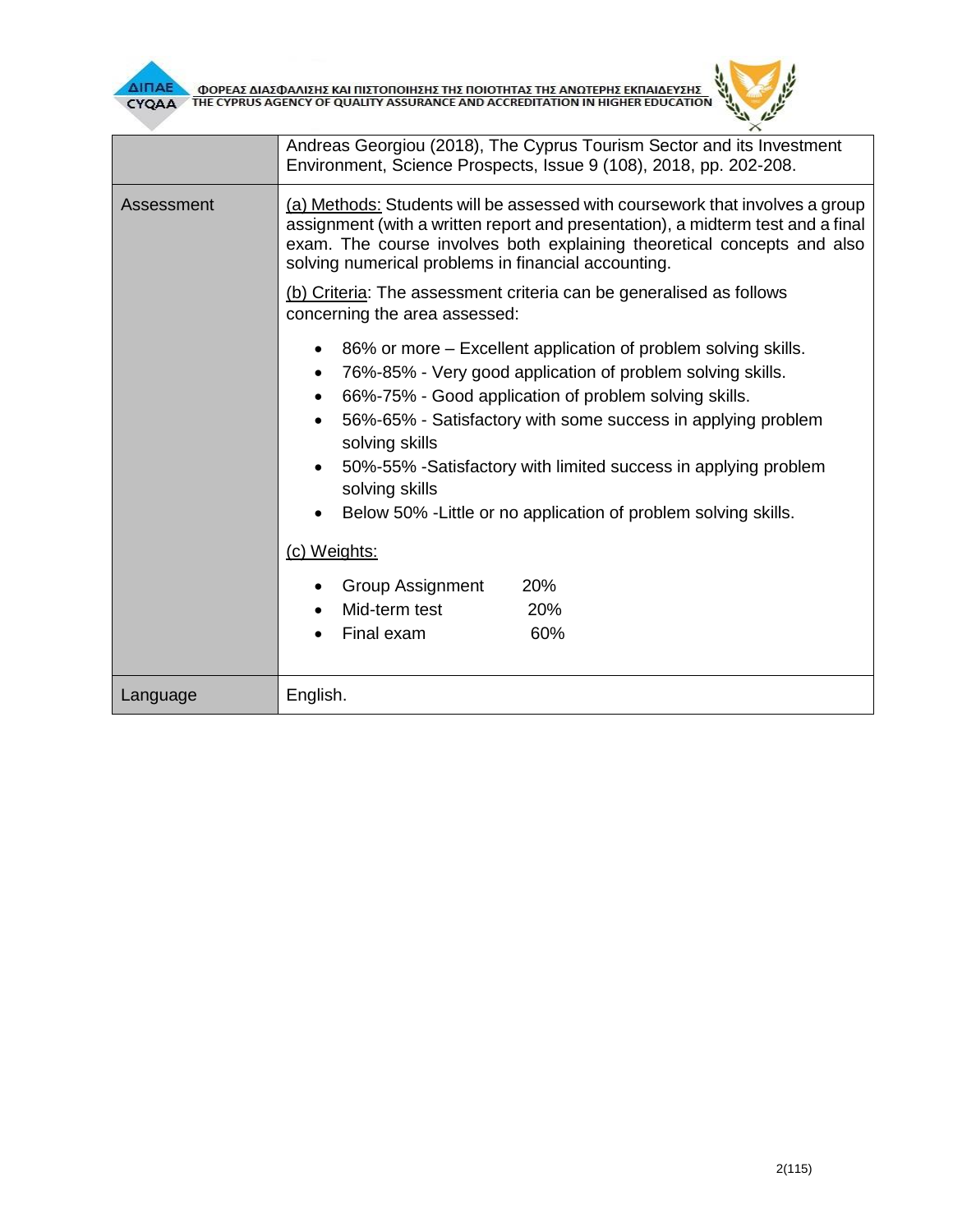| | |
|---|---|
| | Andreas Georgiou (2018), The Cyprus Tourism Sector and its Investment Environment, Science Prospects, Issue 9 (108), 2018, pp. 202-208. |
| Assessment | (a) Methods: Students will be assessed with coursework that involves a group assignment (with a written report and presentation), a midterm test and a final exam. The course involves both explaining theoretical concepts and also solving numerical problems in financial accounting.<br><br>(b) Criteria: The assessment criteria can be generalised as follows concerning the area assessed:<br><br>• 86% or more – Excellent application of problem solving skills.<br>• 76%-85% - Very good application of problem solving skills.<br>• 66%-75% - Good application of problem solving skills.<br>• 56%-65% - Satisfactory with some success in applying problem solving skills<br>• 50%-55% -Satisfactory with limited success in applying problem solving skills<br>• Below 50% -Little or no application of problem solving skills.<br><br>(c) Weights:<br><br>• Group Assignment 20%<br>• Mid-term test 20%<br>• Final exam 60% |
| Language | English. |